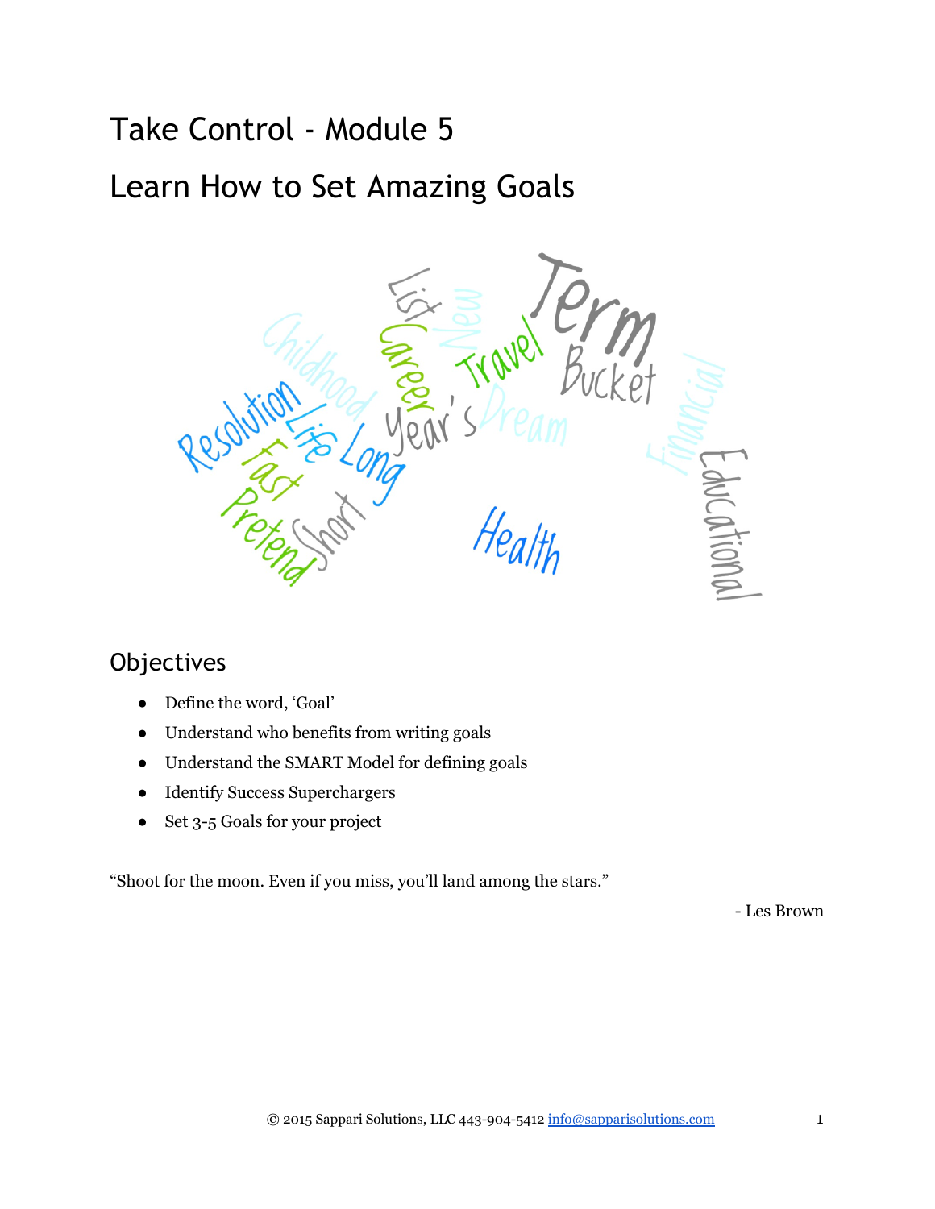# Take Control - Module 5

# Learn How to Set Amazing Goals

## Objectives

- Define the word, 'Goal'
- Understand who benefits from writing goals
- Understand the SMART Model for defining goals
- Identify Success Superchargers
- Set 3-5 Goals for your project

"Shoot for the moon. Even if you miss, you'll land among the stars."

- Les Brown

© 2015 Sappari Solutions, LLC 443-904-5412 info@sapparisolutions.com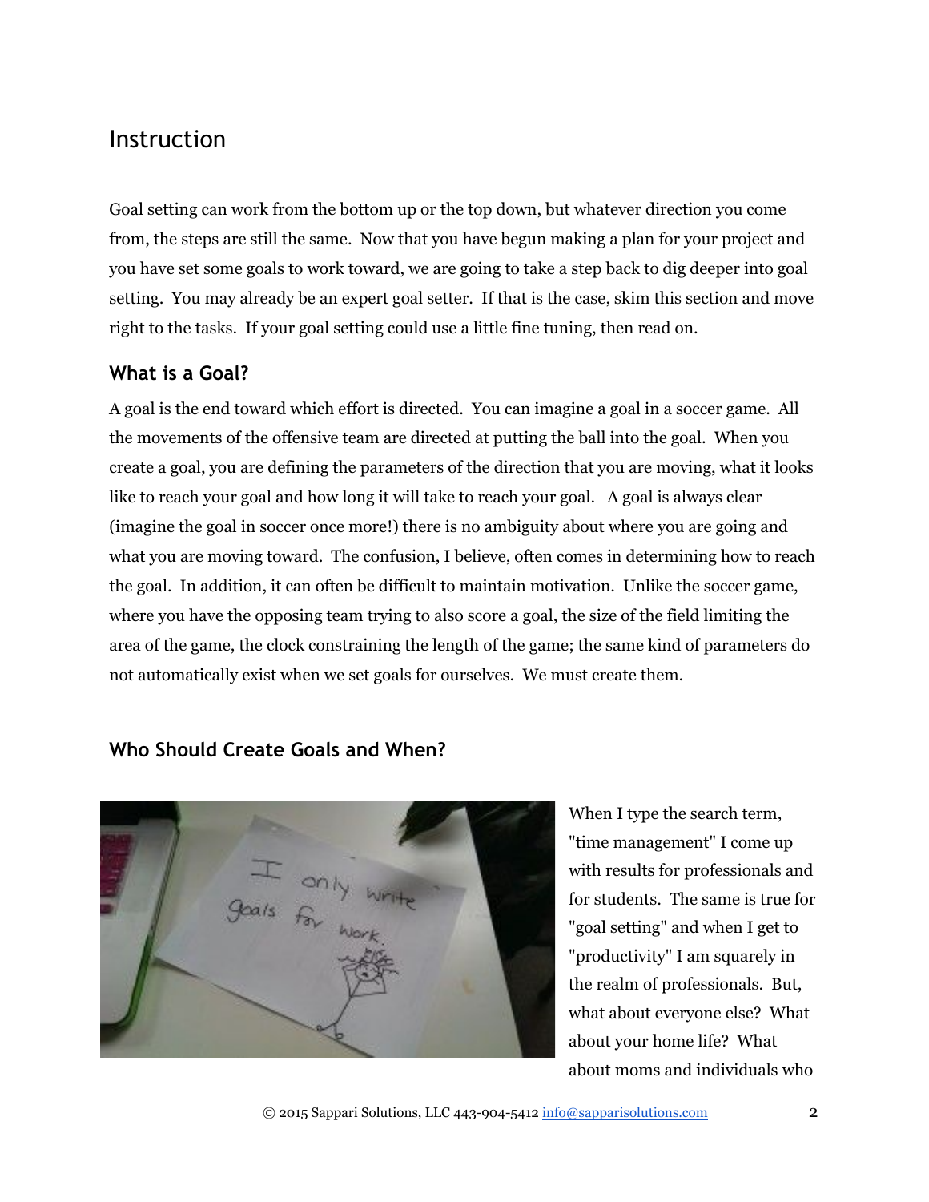## Instruction

Goal setting can work from the bottom up or the top down, but whatever direction you come from, the steps are still the same. Now that you have begun making a plan for your project and you have set some goals to work toward, we are going to take a step back to dig deeper into goal setting. You may already be an expert goal setter. If that is the case, skim this section and move right to the tasks. If your goal setting could use a little fine tuning, then read on.

### What is a Goal?

A goal is the end toward which effort is directed. You can imagine a goal in a soccer game. All the movements of the offensive team are directed at putting the ball into the goal. When you create a goal, you are defining the parameters of the direction that you are moving, what it looks like to reach your goal and how long it will take to reach your goal. A goal is always clear (imagine the goal in soccer once more!) there is no ambiguity about where you are going and what you are moving toward. The confusion, I believe, often comes in determining how to reach the goal. In addition, it can often be difficult to maintain motivation. Unlike the soccer game, where you have the opposing team trying to also score a goal, the size of the field limiting the area of the game, the clock constraining the length of the game; the same kind of parameters do not automatically exist when we set goals for ourselves. We must create them.

### Who Should Create Goals and When?

When I type the search term, "time management" I come up with results for professionals and for students. The same is true for "goal setting" and when I get to "productivity" I am squarely in the realm of professionals. But, what about everyone else? What about your home life? What about moms and individuals who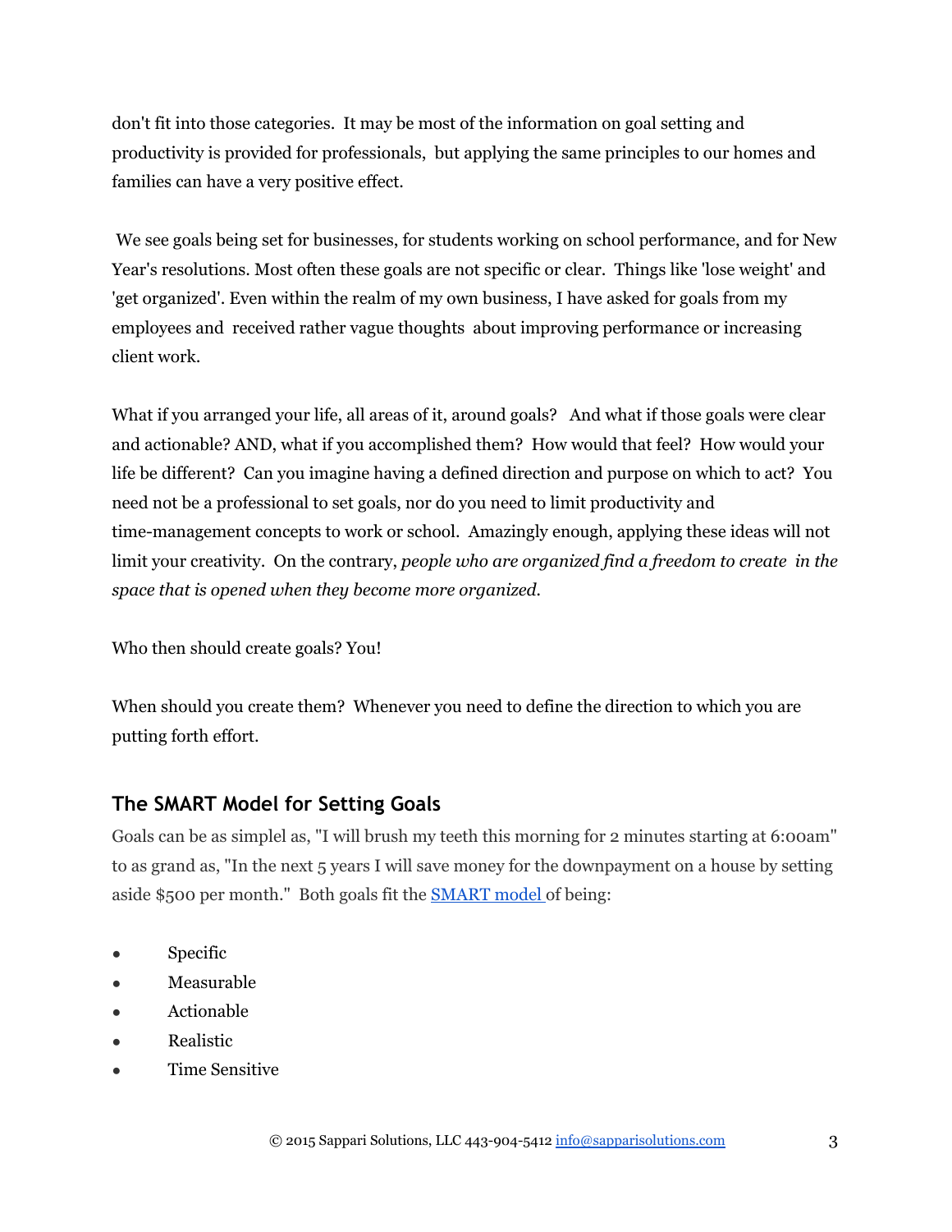don't fit into those categories. It may be most of the information on goal setting and productivity is provided for professionals, but applying the same principles to our homes and families can have a very positive effect.

We see goals being set for businesses, for students working on school performance, and for New Year's resolutions. Most often these goals are not specific or clear. Things like 'lose weight' and 'get organized'. Even within the realm of my own business, I have asked for goals from my employees and received rather vague thoughts about improving performance or increasing client work.

What if you arranged your life, all areas of it, around goals? And what if those goals were clear and actionable? AND, what if you accomplished them? How would that feel? How would your life be different? Can you imagine having a defined direction and purpose on which to act? You need not be a professional to set goals, nor do you need to limit productivity and time-management concepts to work or school. Amazingly enough, applying these ideas will not limit your creativity. On the contrary, *people who are organized find a freedom to create in the space that is opened when they become more organized.*

Who then should create goals? You!

When should you create them? Whenever you need to define the direction to which you are putting forth effort.

## The SMART Model for Setting Goals

Goals can be as simplel as, "I will brush my teeth this morning for 2 minutes starting at 6:00am" to as grand as, "In the next 5 years I will save money for the downpayment on a house by setting aside $500 per month." Both goals fit the [SMART model](#) of being:

- Specific
- Measurable
- Actionable
- Realistic
- Time Sensitive

© 2015 Sappari Solutions, LLC 443-904-5412 [info@sapparisolutions.com](mailto:info@sapparisolutions.com)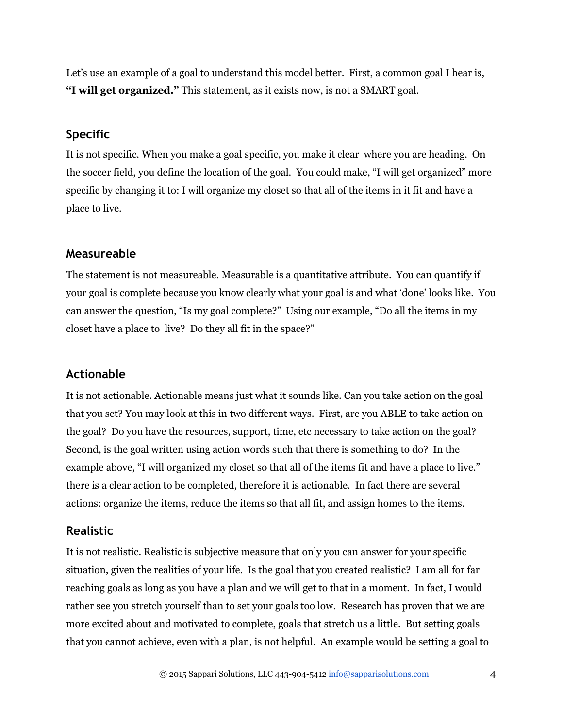Let's use an example of a goal to understand this model better. First, a common goal I hear is, **"I will get organized."** This statement, as it exists now, is not a SMART goal.

## Specific

It is not specific. When you make a goal specific, you make it clear where you are heading. On the soccer field, you define the location of the goal. You could make, "I will get organized" more specific by changing it to: I will organize my closet so that all of the items in it fit and have a place to live.

## Measureable

The statement is not measureable. Measurable is a quantitative attribute. You can quantify if your goal is complete because you know clearly what your goal is and what 'done' looks like. You can answer the question, "Is my goal complete?" Using our example, "Do all the items in my closet have a place to live? Do they all fit in the space?"

## Actionable

It is not actionable. Actionable means just what it sounds like. Can you take action on the goal that you set? You may look at this in two different ways. First, are you ABLE to take action on the goal? Do you have the resources, support, time, etc necessary to take action on the goal? Second, is the goal written using action words such that there is something to do? In the example above, "I will organized my closet so that all of the items fit and have a place to live." there is a clear action to be completed, therefore it is actionable. In fact there are several actions: organize the items, reduce the items so that all fit, and assign homes to the items.

## Realistic

It is not realistic. Realistic is subjective measure that only you can answer for your specific situation, given the realities of your life. Is the goal that you created realistic? I am all for far reaching goals as long as you have a plan and we will get to that in a moment. In fact, I would rather see you stretch yourself than to set your goals too low. Research has proven that we are more excited about and motivated to complete, goals that stretch us a little. But setting goals that you cannot achieve, even with a plan, is not helpful. An example would be setting a goal to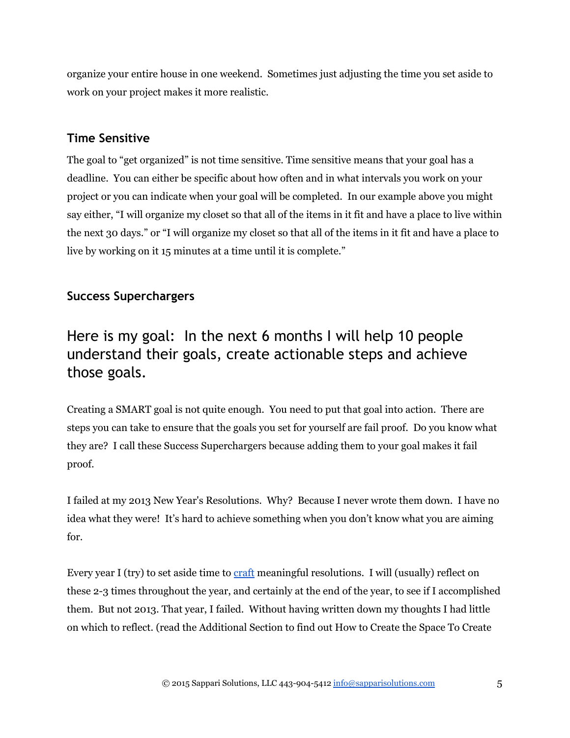organize your entire house in one weekend. Sometimes just adjusting the time you set aside to work on your project makes it more realistic.

### Time Sensitive

The goal to "get organized" is not time sensitive. Time sensitive means that your goal has a deadline. You can either be specific about how often and in what intervals you work on your project or you can indicate when your goal will be completed. In our example above you might say either, "I will organize my closet so that all of the items in it fit and have a place to live within the next 30 days." or "I will organize my closet so that all of the items in it fit and have a place to live by working on it 15 minutes at a time until it is complete."

### Success Superchargers

## Here is my goal: In the next 6 months I will help 10 people understand their goals, create actionable steps and achieve those goals.

Creating a SMART goal is not quite enough. You need to put that goal into action. There are steps you can take to ensure that the goals you set for yourself are fail proof. Do you know what they are? I call these Success Superchargers because adding them to your goal makes it fail proof.

I failed at my 2013 New Year's Resolutions. Why? Because I never wrote them down. I have no idea what they were! It's hard to achieve something when you don't know what you are aiming for.

Every year I (try) to set aside time to craft meaningful resolutions. I will (usually) reflect on these 2-3 times throughout the year, and certainly at the end of the year, to see if I accomplished them. But not 2013. That year, I failed. Without having written down my thoughts I had little on which to reflect. (read the Additional Section to find out How to Create the Space To Create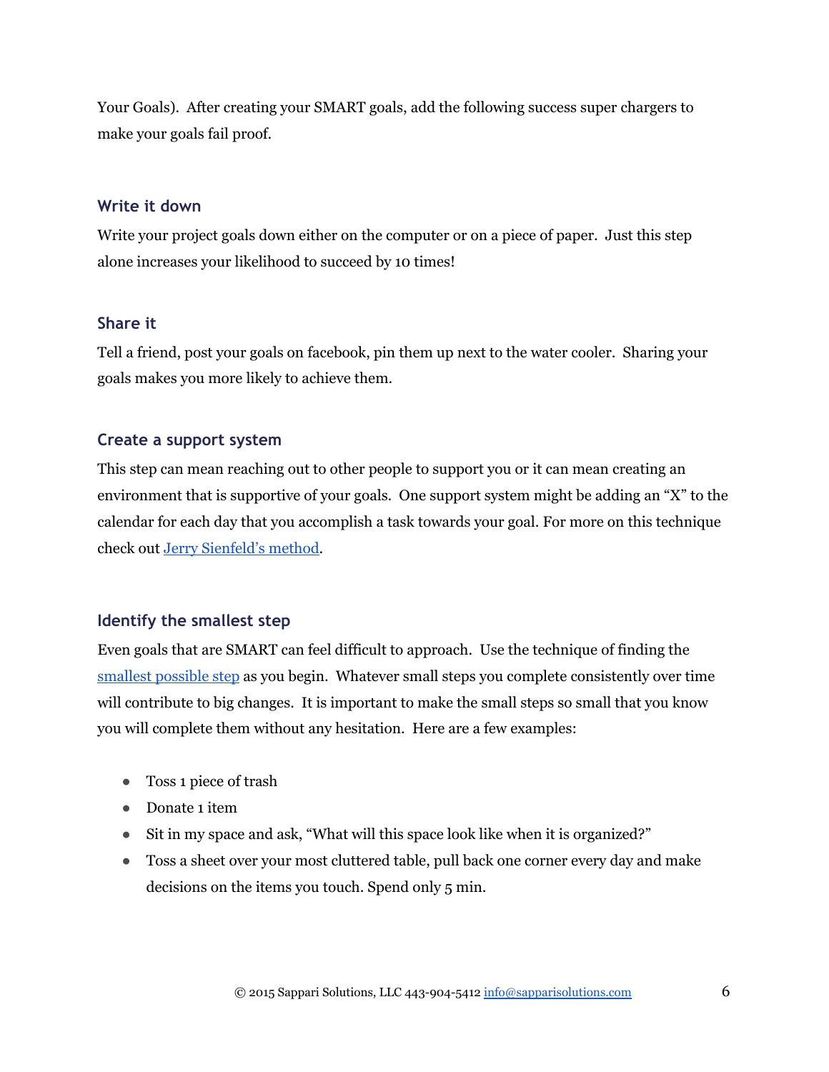Your Goals). After creating your SMART goals, add the following success super chargers to make your goals fail proof.

### Write it down

Write your project goals down either on the computer or on a piece of paper. Just this step alone increases your likelihood to succeed by 10 times!

### Share it

Tell a friend, post your goals on facebook, pin them up next to the water cooler. Sharing your goals makes you more likely to achieve them.

### Create a support system

This step can mean reaching out to other people to support you or it can mean creating an environment that is supportive of your goals. One support system might be adding an "X" to the calendar for each day that you accomplish a task towards your goal. For more on this technique check out Jerry Sienfeld's method.

### Identify the smallest step

Even goals that are SMART can feel difficult to approach. Use the technique of finding the smallest possible step as you begin. Whatever small steps you complete consistently over time will contribute to big changes. It is important to make the small steps so small that you know you will complete them without any hesitation. Here are a few examples:

- Toss 1 piece of trash
- Donate 1 item
- Sit in my space and ask, "What will this space look like when it is organized?"
- Toss a sheet over your most cluttered table, pull back one corner every day and make decisions on the items you touch. Spend only 5 min.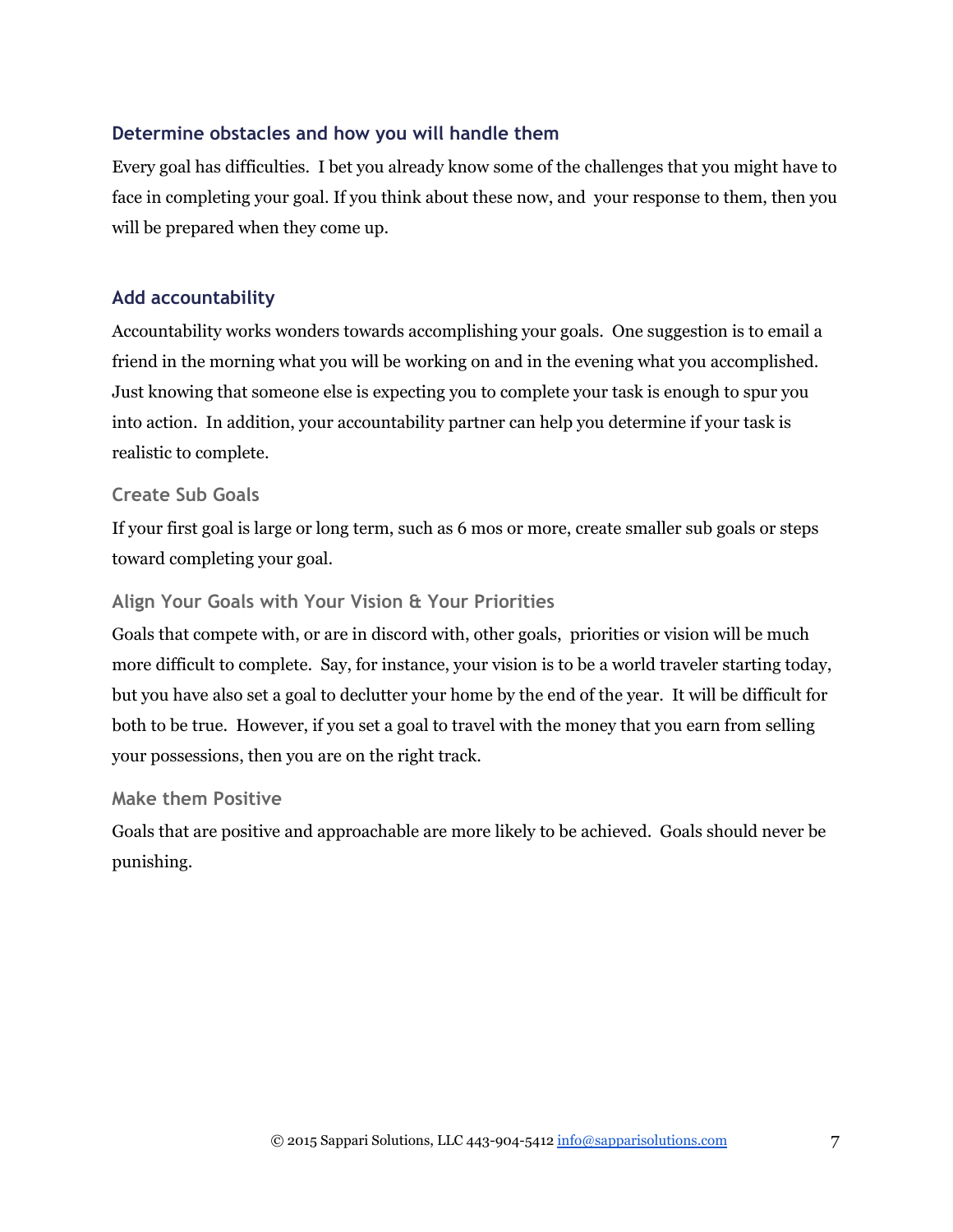### Determine obstacles and how you will handle them

Every goal has difficulties. I bet you already know some of the challenges that you might have to face in completing your goal. If you think about these now, and your response to them, then you will be prepared when they come up.

### Add accountability

Accountability works wonders towards accomplishing your goals. One suggestion is to email a friend in the morning what you will be working on and in the evening what you accomplished. Just knowing that someone else is expecting you to complete your task is enough to spur you into action. In addition, your accountability partner can help you determine if your task is realistic to complete.

#### Create Sub Goals

If your first goal is large or long term, such as 6 mos or more, create smaller sub goals or steps toward completing your goal.

#### Align Your Goals with Your Vision & Your Priorities

Goals that compete with, or are in discord with, other goals, priorities or vision will be much more difficult to complete. Say, for instance, your vision is to be a world traveler starting today, but you have also set a goal to declutter your home by the end of the year. It will be difficult for both to be true. However, if you set a goal to travel with the money that you earn from selling your possessions, then you are on the right track.

#### Make them Positive

Goals that are positive and approachable are more likely to be achieved. Goals should never be punishing.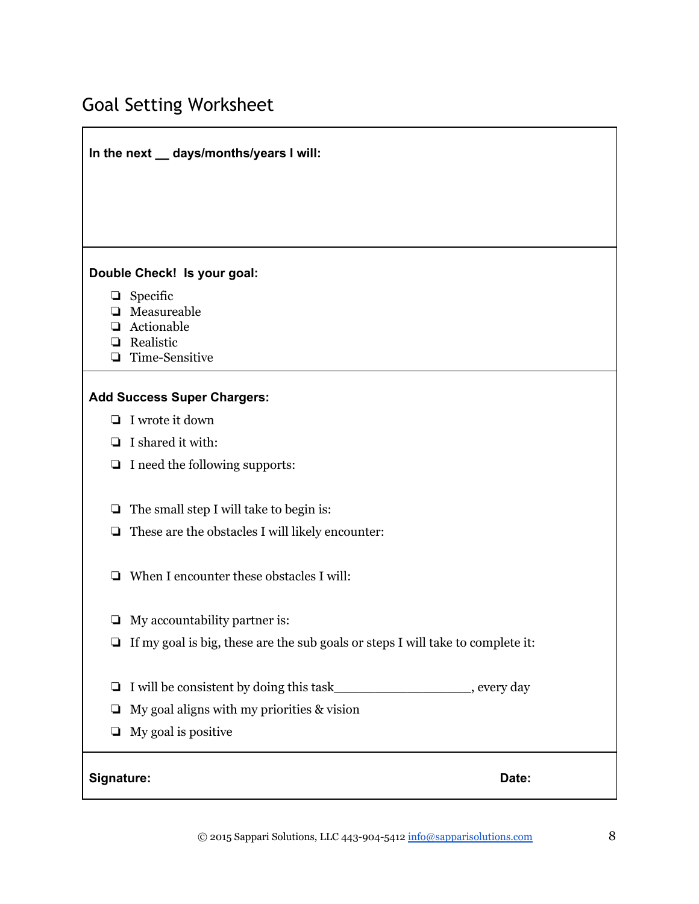## Goal Setting Worksheet

**In the next __ days/months/years I will:**

**Double Check! Is your goal:**

- ❏ Specific
- ❏ Measureable
- ❏ Actionable
- ❏ Realistic
- ❏ Time-Sensitive

**Add Success Super Chargers:**

- ❏ I wrote it down
- ❏ I shared it with:
- ❏ I need the following supports:
- ❏ The small step I will take to begin is:
- ❏ These are the obstacles I will likely encounter:
- ❏ When I encounter these obstacles I will:
- ❏ My accountability partner is:
- ❏ If my goal is big, these are the sub goals or steps I will take to complete it:
- ❏ I will be consistent by doing this task__________________, every day
- ❏ My goal aligns with my priorities & vision
- ❏ My goal is positive

**Signature:** **Date:**

© 2015 Sappari Solutions, LLC 443-904-5412 info@sapparisolutions.com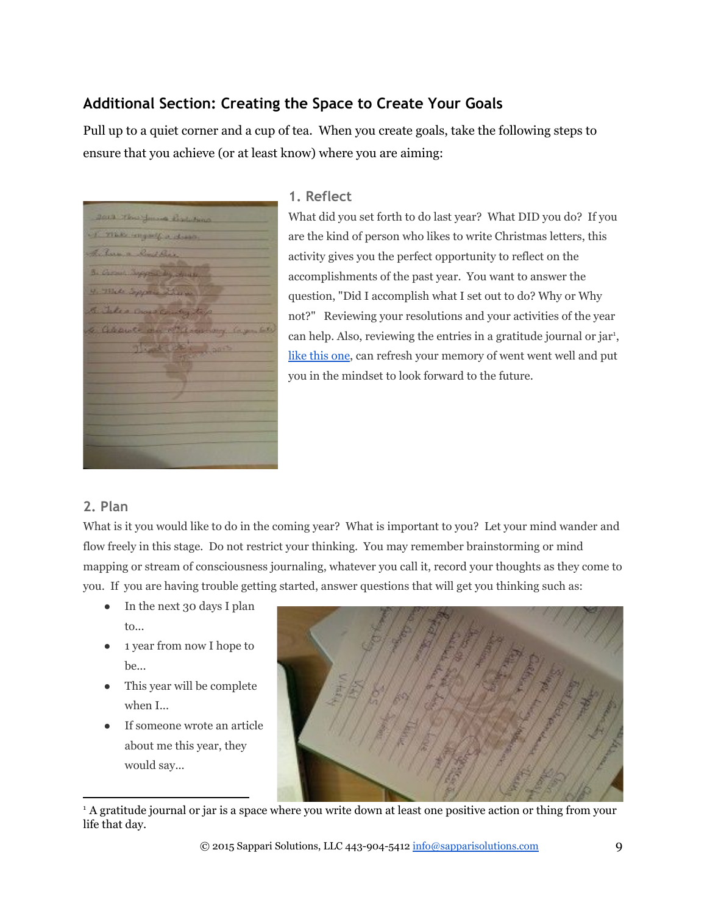## Additional Section: Creating the Space to Create Your Goals

Pull up to a quiet corner and a cup of tea. When you create goals, take the following steps to ensure that you achieve (or at least know) where you are aiming:

### 1. Reflect

What did you set forth to do last year? What DID you do? If you are the kind of person who likes to write Christmas letters, this activity gives you the perfect opportunity to reflect on the accomplishments of the past year. You want to answer the question, "Did I accomplish what I set out to do? Why or Why not?" Reviewing your resolutions and your activities of the year can help. Also, reviewing the entries in a gratitude journal or jar[1], [like this one](), can refresh your memory of went went well and put you in the mindset to look forward to the future.

### 2. Plan

What is it you would like to do in the coming year? What is important to you? Let your mind wander and flow freely in this stage. Do not restrict your thinking. You may remember brainstorming or mind mapping or stream of consciousness journaling, whatever you call it, record your thoughts as they come to you. If you are having trouble getting started, answer questions that will get you thinking such as:

- In the next 30 days I plan to...
- 1 year from now I hope to be...
- This year will be complete when I...
- If someone wrote an article about me this year, they would say...

---

[1] A gratitude journal or jar is a space where you write down at least one positive action or thing from your life that day.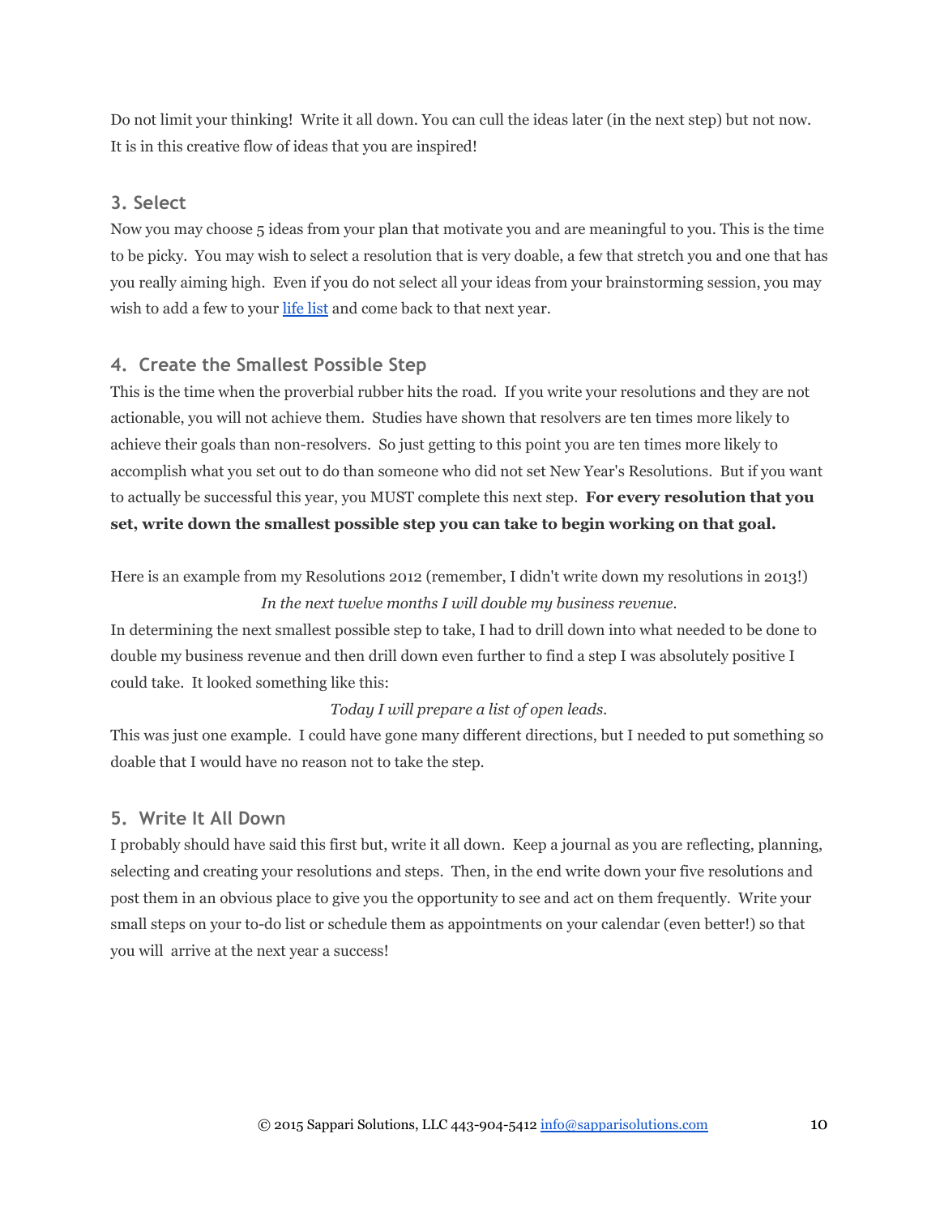Do not limit your thinking! Write it all down. You can cull the ideas later (in the next step) but not now. It is in this creative flow of ideas that you are inspired!

### 3. Select

Now you may choose 5 ideas from your plan that motivate you and are meaningful to you. This is the time to be picky. You may wish to select a resolution that is very doable, a few that stretch you and one that has you really aiming high. Even if you do not select all your ideas from your brainstorming session, you may wish to add a few to your life list and come back to that next year.

### 4. Create the Smallest Possible Step

This is the time when the proverbial rubber hits the road. If you write your resolutions and they are not actionable, you will not achieve them. Studies have shown that resolvers are ten times more likely to achieve their goals than non-resolvers. So just getting to this point you are ten times more likely to accomplish what you set out to do than someone who did not set New Year's Resolutions. But if you want to actually be successful this year, you MUST complete this next step. **For every resolution that you set, write down the smallest possible step you can take to begin working on that goal.**

Here is an example from my Resolutions 2012 (remember, I didn't write down my resolutions in 2013!)

*In the next twelve months I will double my business revenue.*

In determining the next smallest possible step to take, I had to drill down into what needed to be done to double my business revenue and then drill down even further to find a step I was absolutely positive I could take. It looked something like this:

*Today I will prepare a list of open leads.*

This was just one example. I could have gone many different directions, but I needed to put something so doable that I would have no reason not to take the step.

### 5. Write It All Down

I probably should have said this first but, write it all down. Keep a journal as you are reflecting, planning, selecting and creating your resolutions and steps. Then, in the end write down your five resolutions and post them in an obvious place to give you the opportunity to see and act on them frequently. Write your small steps on your to-do list or schedule them as appointments on your calendar (even better!) so that you will arrive at the next year a success!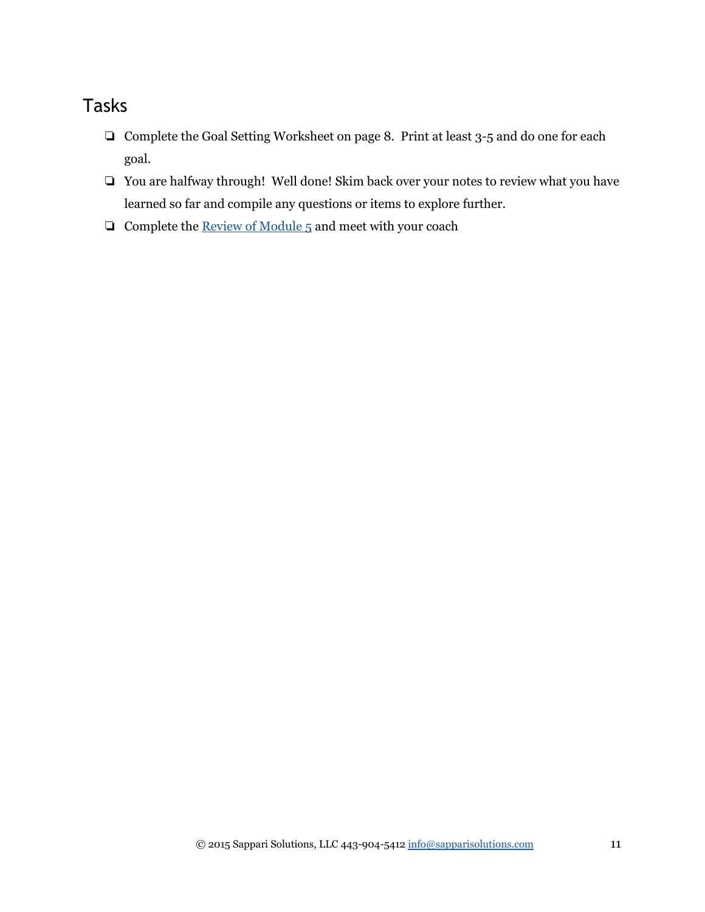## Tasks

- ❏ Complete the Goal Setting Worksheet on page 8. Print at least 3-5 and do one for each goal.
- ❏ You are halfway through! Well done! Skim back over your notes to review what you have learned so far and compile any questions or items to explore further.
- ❏ Complete the [Review of Module 5]() and meet with your coach